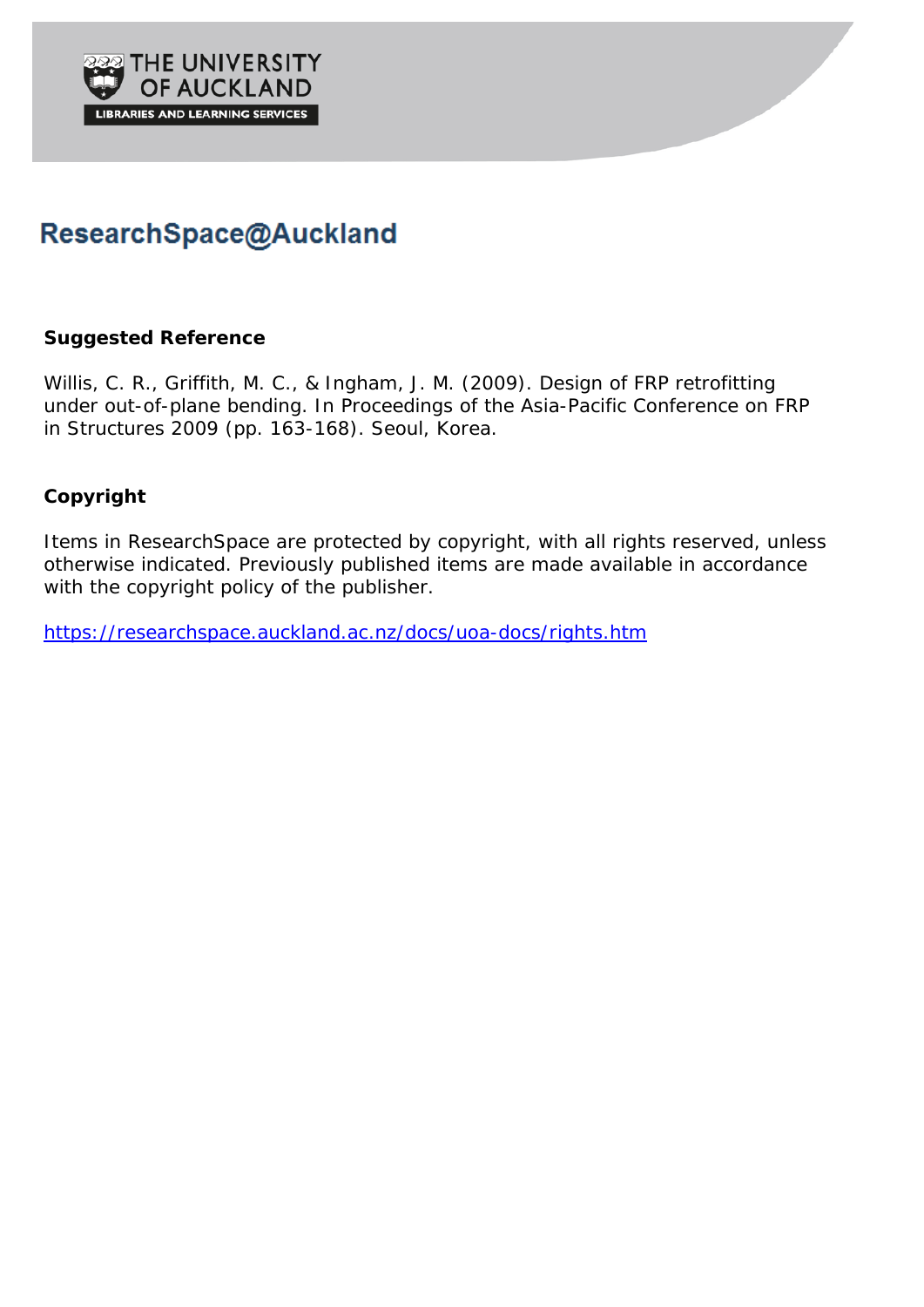THE UNIVERSITY OF AUCKLAND

LIBRARIES AND LEARNING SERVICES

# ResearchSpace@Auckland

## Suggested Reference

Willis, C. R., Griffith, M. C., & Ingham, J. M. (2009). Design of FRP retrofitting under out-of-plane bending. In Proceedings of the Asia-Pacific Conference on FRP in Structures 2009 (pp. 163-168). Seoul, Korea.

## Copyright

Items in ResearchSpace are protected by copyright, with all rights reserved, unless otherwise indicated. Previously published items are made available in accordance with the copyright policy of the publisher.

https://researchspace.auckland.ac.nz/docs/uoa-docs/rights.htm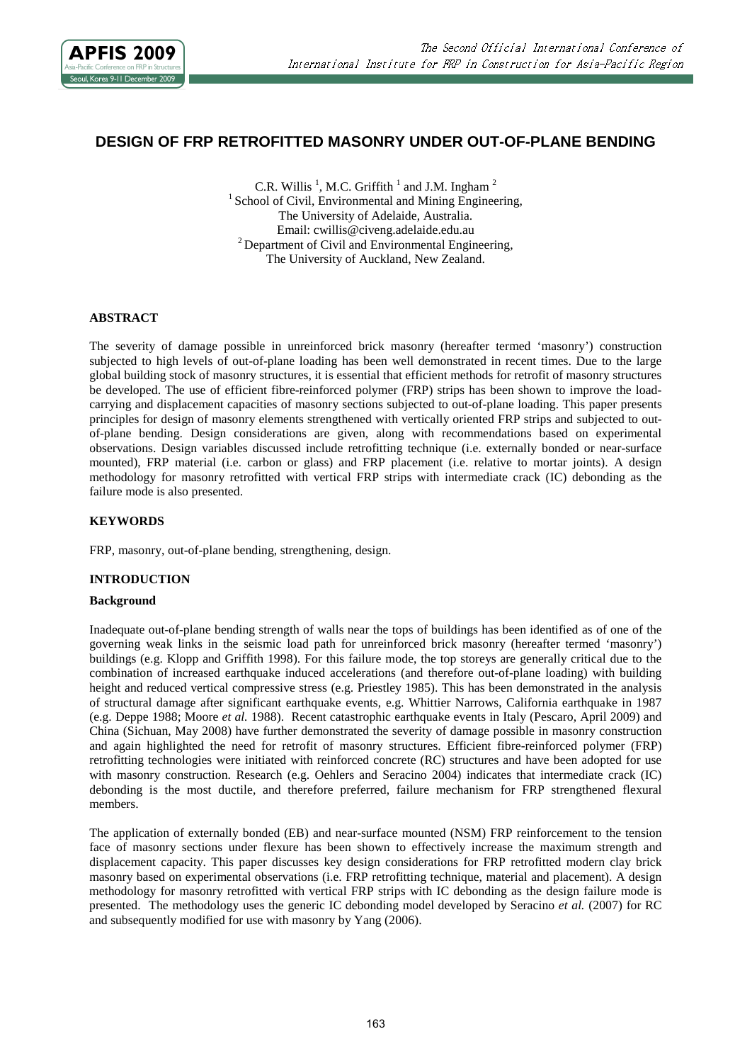# DESIGN OF FRP RETROFITTED MASONRY UNDER OUT-OF-PLANE BENDING

C.R. Willis [1], M.C. Griffith [1] and J.M. Ingham [2]
[1] School of Civil, Environmental and Mining Engineering,
The University of Adelaide, Australia.
Email: cwillis@civeng.adelaide.edu.au
[2] Department of Civil and Environmental Engineering,
The University of Auckland, New Zealand.

## ABSTRACT

The severity of damage possible in unreinforced brick masonry (hereafter termed 'masonry') construction subjected to high levels of out-of-plane loading has been well demonstrated in recent times. Due to the large global building stock of masonry structures, it is essential that efficient methods for retrofit of masonry structures be developed. The use of efficient fibre-reinforced polymer (FRP) strips has been shown to improve the load-carrying and displacement capacities of masonry sections subjected to out-of-plane loading. This paper presents principles for design of masonry elements strengthened with vertically oriented FRP strips and subjected to out-of-plane bending. Design considerations are given, along with recommendations based on experimental observations. Design variables discussed include retrofitting technique (i.e. externally bonded or near-surface mounted), FRP material (i.e. carbon or glass) and FRP placement (i.e. relative to mortar joints). A design methodology for masonry retrofitted with vertical FRP strips with intermediate crack (IC) debonding as the failure mode is also presented.

## KEYWORDS

FRP, masonry, out-of-plane bending, strengthening, design.

## INTRODUCTION

### Background

Inadequate out-of-plane bending strength of walls near the tops of buildings has been identified as of one of the governing weak links in the seismic load path for unreinforced brick masonry (hereafter termed 'masonry') buildings (e.g. Klopp and Griffith 1998). For this failure mode, the top storeys are generally critical due to the combination of increased earthquake induced accelerations (and therefore out-of-plane loading) with building height and reduced vertical compressive stress (e.g. Priestley 1985). This has been demonstrated in the analysis of structural damage after significant earthquake events, e.g. Whittier Narrows, California earthquake in 1987 (e.g. Deppe 1988; Moore *et al.* 1988). Recent catastrophic earthquake events in Italy (Pescaro, April 2009) and China (Sichuan, May 2008) have further demonstrated the severity of damage possible in masonry construction and again highlighted the need for retrofit of masonry structures. Efficient fibre-reinforced polymer (FRP) retrofitting technologies were initiated with reinforced concrete (RC) structures and have been adopted for use with masonry construction. Research (e.g. Oehlers and Seracino 2004) indicates that intermediate crack (IC) debonding is the most ductile, and therefore preferred, failure mechanism for FRP strengthened flexural members.

The application of externally bonded (EB) and near-surface mounted (NSM) FRP reinforcement to the tension face of masonry sections under flexure has been shown to effectively increase the maximum strength and displacement capacity. This paper discusses key design considerations for FRP retrofitted modern clay brick masonry based on experimental observations (i.e. FRP retrofitting technique, material and placement). A design methodology for masonry retrofitted with vertical FRP strips with IC debonding as the design failure mode is presented. The methodology uses the generic IC debonding model developed by Seracino *et al.* (2007) for RC and subsequently modified for use with masonry by Yang (2006).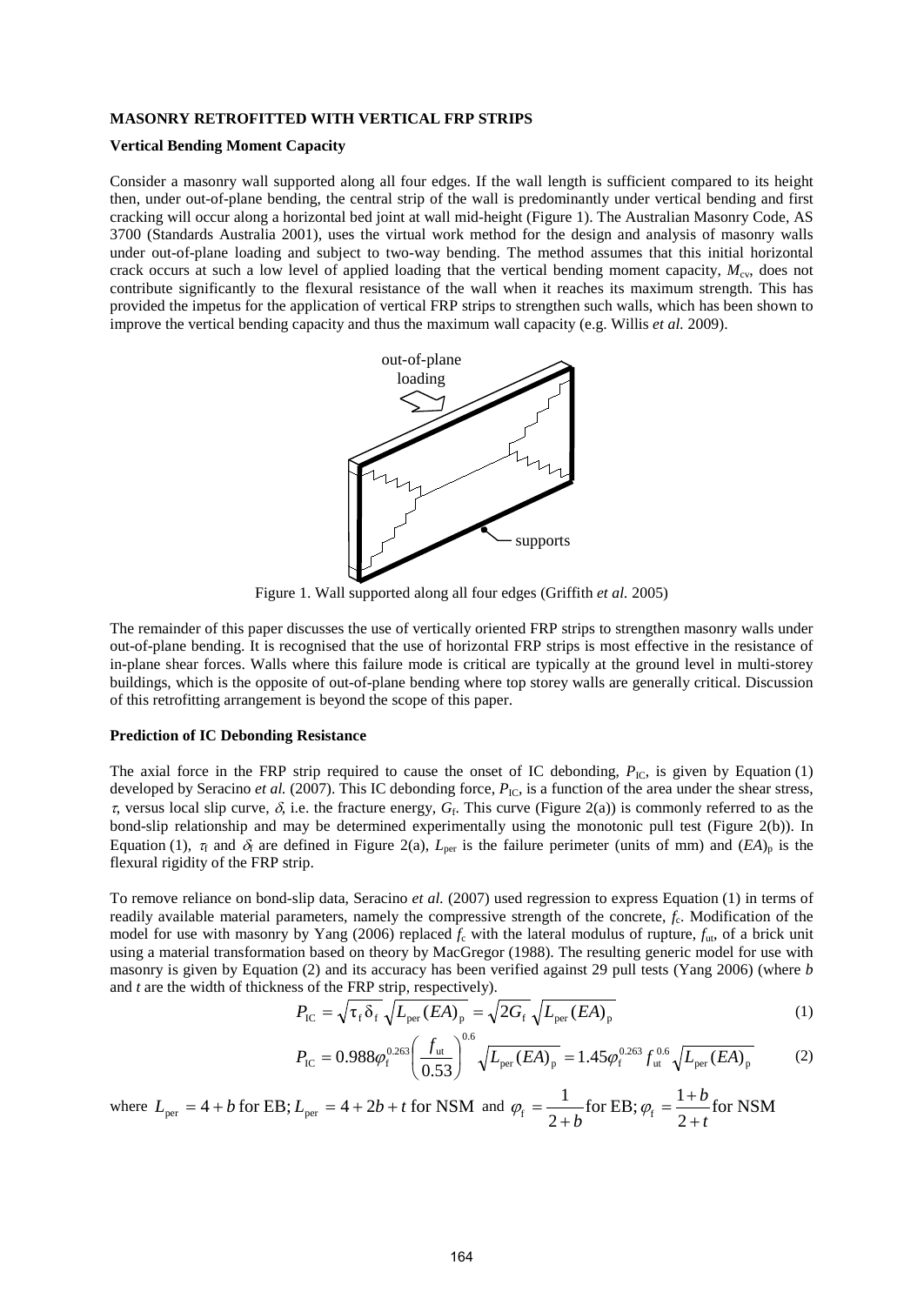## MASONRY RETROFITTED WITH VERTICAL FRP STRIPS

### Vertical Bending Moment Capacity

Consider a masonry wall supported along all four edges. If the wall length is sufficient compared to its height then, under out-of-plane bending, the central strip of the wall is predominantly under vertical bending and first cracking will occur along a horizontal bed joint at wall mid-height (Figure 1). The Australian Masonry Code, AS 3700 (Standards Australia 2001), uses the virtual work method for the design and analysis of masonry walls under out-of-plane loading and subject to two-way bending. The method assumes that this initial horizontal crack occurs at such a low level of applied loading that the vertical bending moment capacity, $M_{cv}$, does not contribute significantly to the flexural resistance of the wall when it reaches its maximum strength. This has provided the impetus for the application of vertical FRP strips to strengthen such walls, which has been shown to improve the vertical bending capacity and thus the maximum wall capacity (e.g. Willis *et al.* 2009).

out-of-plane
loading

supports

Figure 1. Wall supported along all four edges (Griffith *et al.* 2005)

The remainder of this paper discusses the use of vertically oriented FRP strips to strengthen masonry walls under out-of-plane bending. It is recognised that the use of horizontal FRP strips is most effective in the resistance of in-plane shear forces. Walls where this failure mode is critical are typically at the ground level in multi-storey buildings, which is the opposite of out-of-plane bending where top storey walls are generally critical. Discussion of this retrofitting arrangement is beyond the scope of this paper.

### Prediction of IC Debonding Resistance

The axial force in the FRP strip required to cause the onset of IC debonding, $P_{IC}$, is given by Equation (1) developed by Seracino *et al.* (2007). This IC debonding force, $P_{IC}$, is a function of the area under the shear stress, $\tau$, versus local slip curve, $\delta$, i.e. the fracture energy, $G_f$. This curve (Figure 2(a)) is commonly referred to as the bond-slip relationship and may be determined experimentally using the monotonic pull test (Figure 2(b)). In Equation (1), $\tau_f$ and $\delta_f$ are defined in Figure 2(a), $L_{per}$ is the failure perimeter (units of mm) and $(EA)_p$ is the flexural rigidity of the FRP strip.

To remove reliance on bond-slip data, Seracino *et al.* (2007) used regression to express Equation (1) in terms of readily available material parameters, namely the compressive strength of the concrete, $f_c$. Modification of the model for use with masonry by Yang (2006) replaced $f_c$ with the lateral modulus of rupture, $f_{ut}$, of a brick unit using a material transformation based on theory by MacGregor (1988). The resulting generic model for use with masonry is given by Equation (2) and its accuracy has been verified against 29 pull tests (Yang 2006) (where $b$ and $t$ are the width of thickness of the FRP strip, respectively).

$$P_{IC} = \sqrt{\tau_f \delta_f}\sqrt{L_{per}(EA)_p} = \sqrt{2G_f}\sqrt{L_{per}(EA)_p} \tag{1}$$

$$P_{IC} = 0.988\varphi_f^{0.263}\left(\frac{f_{ut}}{0.53}\right)^{0.6}\sqrt{L_{per}(EA)_p} = 1.45\varphi_f^{0.263} f_{ut}^{0.6}\sqrt{L_{per}(EA)_p} \tag{2}$$

where $L_{per} = 4 + b$ for EB; $L_{per} = 4 + 2b + t$ for NSM and $\varphi_f = \dfrac{1}{2+b}$ for EB; $\varphi_f = \dfrac{1+b}{2+t}$ for NSM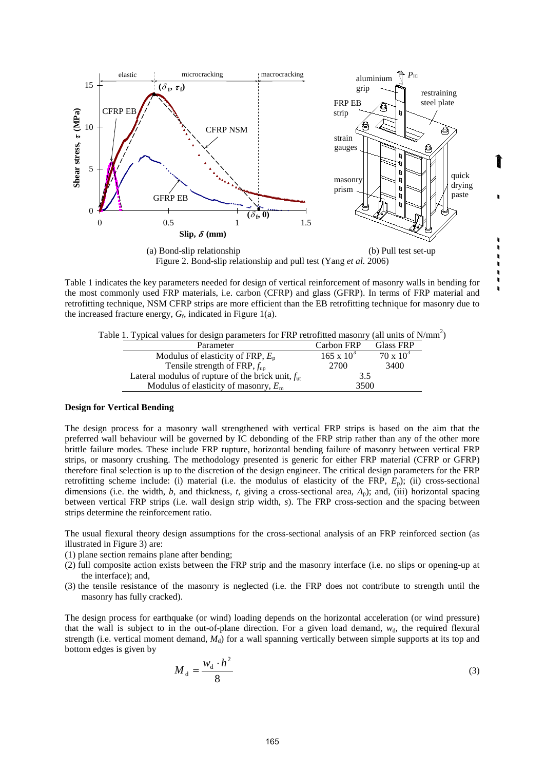(a) Bond-slip relationship (b) Pull test set-up

Figure 2. Bond-slip relationship and pull test (Yang *et al.* 2006)

Table 1 indicates the key parameters needed for design of vertical reinforcement of masonry walls in bending for the most commonly used FRP materials, i.e. carbon (CFRP) and glass (GFRP). In terms of FRP material and retrofitting technique, NSM CFRP strips are more efficient than the EB retrofitting technique for masonry due to the increased fracture energy, $G_f$, indicated in Figure 1(a).

Table 1. Typical values for design parameters for FRP retrofitted masonry (all units of N/mm$^2$)

| Parameter | Carbon FRP | Glass FRP |
|---|---|---|
| Modulus of elasticity of FRP, $E_p$ | $165 \times 10^3$ | $70 \times 10^3$ |
| Tensile strength of FRP, $f_{up}$ | 2700 | 3400 |
| Lateral modulus of rupture of the brick unit, $f_{ut}$ | 3.5 | |
| Modulus of elasticity of masonry, $E_m$ | 3500 | |

### Design for Vertical Bending

The design process for a masonry wall strengthened with vertical FRP strips is based on the aim that the preferred wall behaviour will be governed by IC debonding of the FRP strip rather than any of the other more brittle failure modes. These include FRP rupture, horizontal bending failure of masonry between vertical FRP strips, or masonry crushing. The methodology presented is generic for either FRP material (CFRP or GFRP) therefore final selection is up to the discretion of the design engineer. The critical design parameters for the FRP retrofitting scheme include: (i) material (i.e. the modulus of elasticity of the FRP, $E_p$); (ii) cross-sectional dimensions (i.e. the width, $b$, and thickness, $t$, giving a cross-sectional area, $A_p$); and, (iii) horizontal spacing between vertical FRP strips (i.e. wall design strip width, $s$). The FRP cross-section and the spacing between strips determine the reinforcement ratio.

The usual flexural theory design assumptions for the cross-sectional analysis of an FRP reinforced section (as illustrated in Figure 3) are:

(1) plane section remains plane after bending;
(2) full composite action exists between the FRP strip and the masonry interface (i.e. no slips or opening-up at the interface); and,
(3) the tensile resistance of the masonry is neglected (i.e. the FRP does not contribute to strength until the masonry has fully cracked).

The design process for earthquake (or wind) loading depends on the horizontal acceleration (or wind pressure) that the wall is subject to in the out-of-plane direction. For a given load demand, $w_d$, the required flexural strength (i.e. vertical moment demand, $M_d$) for a wall spanning vertically between simple supports at its top and bottom edges is given by

$$M_d = \frac{w_d \cdot h^2}{8} \tag{3}$$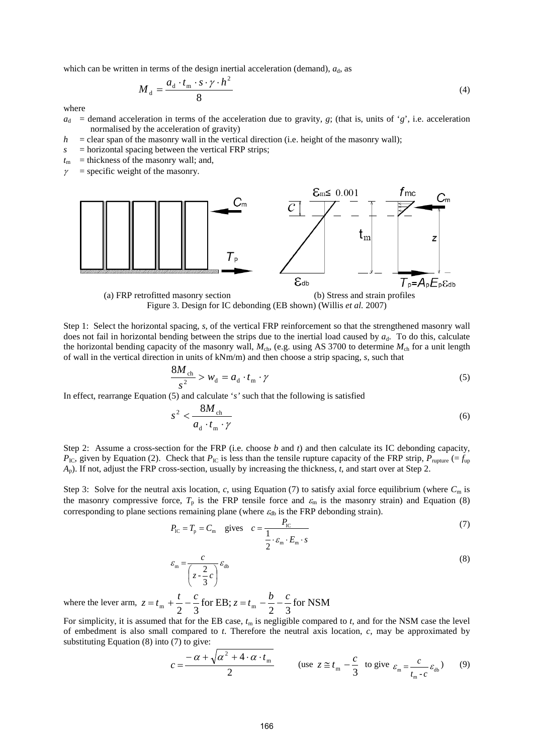which can be written in terms of the design inertial acceleration (demand), $a_d$, as

$$M_d = \frac{a_d \cdot t_m \cdot s \cdot \gamma \cdot h^2}{8} \tag{4}$$

where

$a_d$ = demand acceleration in terms of the acceleration due to gravity, $g$; (that is, units of '$g$', i.e. acceleration normalised by the acceleration of gravity)
$h$ = clear span of the masonry wall in the vertical direction (i.e. height of the masonry wall);
$s$ = horizontal spacing between the vertical FRP strips;
$t_m$ = thickness of the masonry wall; and,
$\gamma$ = specific weight of the masonry.

$C_m$

$T_p$

$\varepsilon_m \leq 0.001$

$c$

$t_m$

$\varepsilon_{db}$

$f_{mc}$

$C_m$

$z$

$T_p = A_p E_p \varepsilon_{db}$

(a) FRP retrofitted masonry section (b) Stress and strain profiles

Figure 3. Design for IC debonding (EB shown) (Willis *et al.* 2007)

Step 1: Select the horizontal spacing, $s$, of the vertical FRP reinforcement so that the strengthened masonry wall does not fail in horizontal bending between the strips due to the inertial load caused by $a_d$. To do this, calculate the horizontal bending capacity of the masonry wall, $M_{ch}$, (e.g. using AS 3700 to determine $M_{ch}$ for a unit length of wall in the vertical direction in units of kNm/m) and then choose a strip spacing, $s$, such that

$$\frac{8M_{ch}}{s^2} > w_d = a_d \cdot t_m \cdot \gamma \tag{5}$$

In effect, rearrange Equation (5) and calculate '$s$' such that the following is satisfied

$$s^2 < \frac{8M_{ch}}{a_d \cdot t_m \cdot \gamma} \tag{6}$$

Step 2: Assume a cross-section for the FRP (i.e. choose $b$ and $t$) and then calculate its IC debonding capacity, $P_{IC}$, given by Equation (2). Check that $P_{IC}$ is less than the tensile rupture capacity of the FRP strip, $P_{rupture}$ (= $f_{up} A_p$). If not, adjust the FRP cross-section, usually by increasing the thickness, $t$, and start over at Step 2.

Step 3: Solve for the neutral axis location, $c$, using Equation (7) to satisfy axial force equilibrium (where $C_m$ is the masonry compressive force, $T_p$ is the FRP tensile force and $\varepsilon_m$ is the masonry strain) and Equation (8) corresponding to plane sections remaining plane (where $\varepsilon_{db}$ is the FRP debonding strain).

$$P_{IC} = T_p = C_m \quad \text{gives} \quad c = \frac{P_{IC}}{\frac{1}{2} \cdot \varepsilon_m \cdot E_m \cdot s} \tag{7}$$

$$\varepsilon_m = \frac{c}{\left(z - \frac{2}{3}c\right)} \varepsilon_{db} \tag{8}$$

where the lever arm, $z = t_m + \frac{t}{2} - \frac{c}{3}$ for EB; $z = t_m - \frac{b}{2} - \frac{c}{3}$ for NSM

For simplicity, it is assumed that for the EB case, $t_m$ is negligible compared to $t$, and for the NSM case the level of embedment is also small compared to $t$. Therefore the neutral axis location, $c$, may be approximated by substituting Equation (8) into (7) to give:

$$c = \frac{-\alpha + \sqrt{\alpha^2 + 4 \cdot \alpha \cdot t_m}}{2} \qquad \left(\text{use } z \cong t_m - \frac{c}{3} \text{ to give } \varepsilon_m = \frac{c}{t_m - c} \varepsilon_{db}\right) \tag{9}$$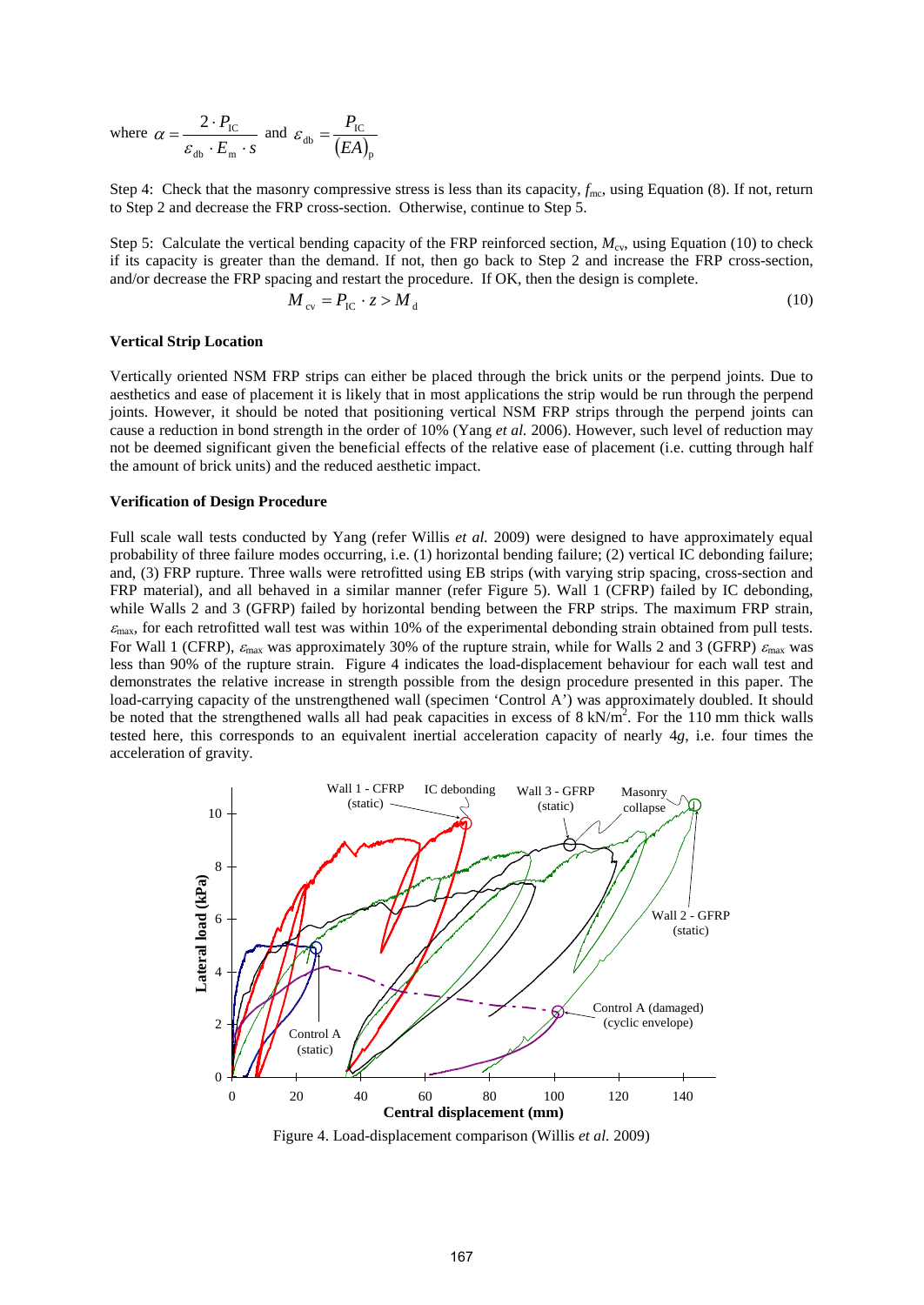where $\alpha = \dfrac{2 \cdot P_{IC}}{\varepsilon_{db} \cdot E_m \cdot s}$ and $\varepsilon_{db} = \dfrac{P_{IC}}{(EA)_p}$

Step 4: Check that the masonry compressive stress is less than its capacity, $f_{mc}$, using Equation (8). If not, return to Step 2 and decrease the FRP cross-section. Otherwise, continue to Step 5.

Step 5: Calculate the vertical bending capacity of the FRP reinforced section, $M_{cv}$, using Equation (10) to check if its capacity is greater than the demand. If not, then go back to Step 2 and increase the FRP cross-section, and/or decrease the FRP spacing and restart the procedure. If OK, then the design is complete.

$$M_{cv} = P_{IC} \cdot z > M_d \tag{10}$$

**Vertical Strip Location**

Vertically oriented NSM FRP strips can either be placed through the brick units or the perpend joints. Due to aesthetics and ease of placement it is likely that in most applications the strip would be run through the perpend joints. However, it should be noted that positioning vertical NSM FRP strips through the perpend joints can cause a reduction in bond strength in the order of 10% (Yang *et al.* 2006). However, such level of reduction may not be deemed significant given the beneficial effects of the relative ease of placement (i.e. cutting through half the amount of brick units) and the reduced aesthetic impact.

**Verification of Design Procedure**

Full scale wall tests conducted by Yang (refer Willis *et al.* 2009) were designed to have approximately equal probability of three failure modes occurring, i.e. (1) horizontal bending failure; (2) vertical IC debonding failure; and, (3) FRP rupture. Three walls were retrofitted using EB strips (with varying strip spacing, cross-section and FRP material), and all behaved in a similar manner (refer Figure 5). Wall 1 (CFRP) failed by IC debonding, while Walls 2 and 3 (GFRP) failed by horizontal bending between the FRP strips. The maximum FRP strain, $\varepsilon_{max}$, for each retrofitted wall test was within 10% of the experimental debonding strain obtained from pull tests. For Wall 1 (CFRP), $\varepsilon_{max}$ was approximately 30% of the rupture strain, while for Walls 2 and 3 (GFRP) $\varepsilon_{max}$ was less than 90% of the rupture strain. Figure 4 indicates the load-displacement behaviour for each wall test and demonstrates the relative increase in strength possible from the design procedure presented in this paper. The load-carrying capacity of the unstrengthened wall (specimen 'Control A') was approximately doubled. It should be noted that the strengthened walls all had peak capacities in excess of 8 kN/m$^2$. For the 110 mm thick walls tested here, this corresponds to an equivalent inertial acceleration capacity of nearly 4*g*, i.e. four times the acceleration of gravity.

Wall 1 - CFRP (static)
IC debonding
Wall 3 - GFRP (static)
Masonry collapse
Wall 2 - GFRP (static)
Control A (static)
Control A (damaged) (cyclic envelope)
Lateral load (kPa)
Central displacement (mm)
0 2 4 6 8 10
0 20 40 60 80 100 120 140

Figure 4. Load-displacement comparison (Willis *et al.* 2009)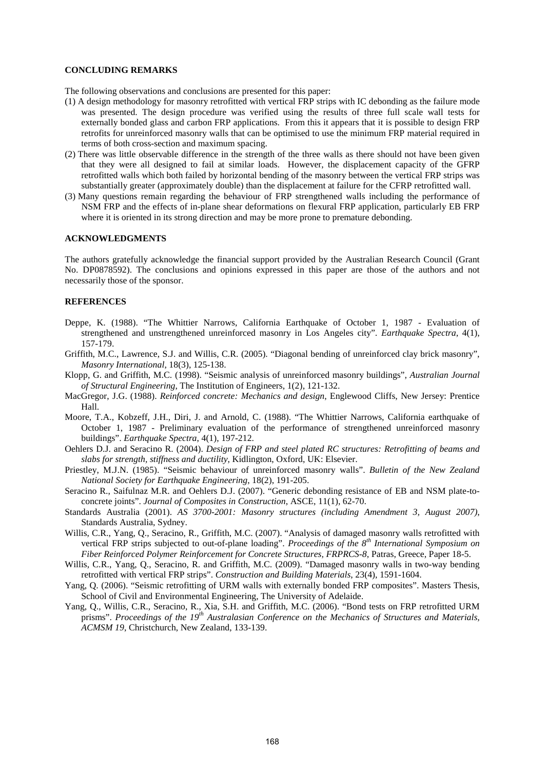## CONCLUDING REMARKS

The following observations and conclusions are presented for this paper:

(1) A design methodology for masonry retrofitted with vertical FRP strips with IC debonding as the failure mode was presented. The design procedure was verified using the results of three full scale wall tests for externally bonded glass and carbon FRP applications. From this it appears that it is possible to design FRP retrofits for unreinforced masonry walls that can be optimised to use the minimum FRP material required in terms of both cross-section and maximum spacing.

(2) There was little observable difference in the strength of the three walls as there should not have been given that they were all designed to fail at similar loads. However, the displacement capacity of the GFRP retrofitted walls which both failed by horizontal bending of the masonry between the vertical FRP strips was substantially greater (approximately double) than the displacement at failure for the CFRP retrofitted wall.

(3) Many questions remain regarding the behaviour of FRP strengthened walls including the performance of NSM FRP and the effects of in-plane shear deformations on flexural FRP application, particularly EB FRP where it is oriented in its strong direction and may be more prone to premature debonding.

## ACKNOWLEDGMENTS

The authors gratefully acknowledge the financial support provided by the Australian Research Council (Grant No. DP0878592). The conclusions and opinions expressed in this paper are those of the authors and not necessarily those of the sponsor.

## REFERENCES

Deppe, K. (1988). "The Whittier Narrows, California Earthquake of October 1, 1987 - Evaluation of strengthened and unstrengthened unreinforced masonry in Los Angeles city". *Earthquake Spectra*, 4(1), 157-179.

Griffith, M.C., Lawrence, S.J. and Willis, C.R. (2005). "Diagonal bending of unreinforced clay brick masonry", *Masonry International*, 18(3), 125-138.

Klopp, G. and Griffith, M.C. (1998). "Seismic analysis of unreinforced masonry buildings", *Australian Journal of Structural Engineering*, The Institution of Engineers, 1(2), 121-132.

MacGregor, J.G. (1988). *Reinforced concrete: Mechanics and design*, Englewood Cliffs, New Jersey: Prentice Hall.

Moore, T.A., Kobzeff, J.H., Diri, J. and Arnold, C. (1988). "The Whittier Narrows, California earthquake of October 1, 1987 - Preliminary evaluation of the performance of strengthened unreinforced masonry buildings". *Earthquake Spectra*, 4(1), 197-212.

Oehlers D.J. and Seracino R. (2004). *Design of FRP and steel plated RC structures: Retrofitting of beams and slabs for strength, stiffness and ductility*, Kidlington, Oxford, UK: Elsevier.

Priestley, M.J.N. (1985). "Seismic behaviour of unreinforced masonry walls". *Bulletin of the New Zealand National Society for Earthquake Engineering*, 18(2), 191-205.

Seracino R., Saifulnaz M.R. and Oehlers D.J. (2007). "Generic debonding resistance of EB and NSM plate-to-concrete joints". *Journal of Composites in Construction*, ASCE, 11(1), 62-70.

Standards Australia (2001). *AS 3700-2001: Masonry structures (including Amendment 3, August 2007)*, Standards Australia, Sydney.

Willis, C.R., Yang, Q., Seracino, R., Griffith, M.C. (2007). "Analysis of damaged masonry walls retrofitted with vertical FRP strips subjected to out-of-plane loading". *Proceedings of the 8th International Symposium on Fiber Reinforced Polymer Reinforcement for Concrete Structures, FRPRCS-8*, Patras, Greece, Paper 18-5.

Willis, C.R., Yang, Q., Seracino, R. and Griffith, M.C. (2009). "Damaged masonry walls in two-way bending retrofitted with vertical FRP strips". *Construction and Building Materials*, 23(4), 1591-1604.

Yang, Q. (2006). "Seismic retrofitting of URM walls with externally bonded FRP composites". Masters Thesis, School of Civil and Environmental Engineering, The University of Adelaide.

Yang, Q., Willis, C.R., Seracino, R., Xia, S.H. and Griffith, M.C. (2006). "Bond tests on FRP retrofitted URM prisms". *Proceedings of the 19th Australasian Conference on the Mechanics of Structures and Materials, ACMSM 19*, Christchurch, New Zealand, 133-139.